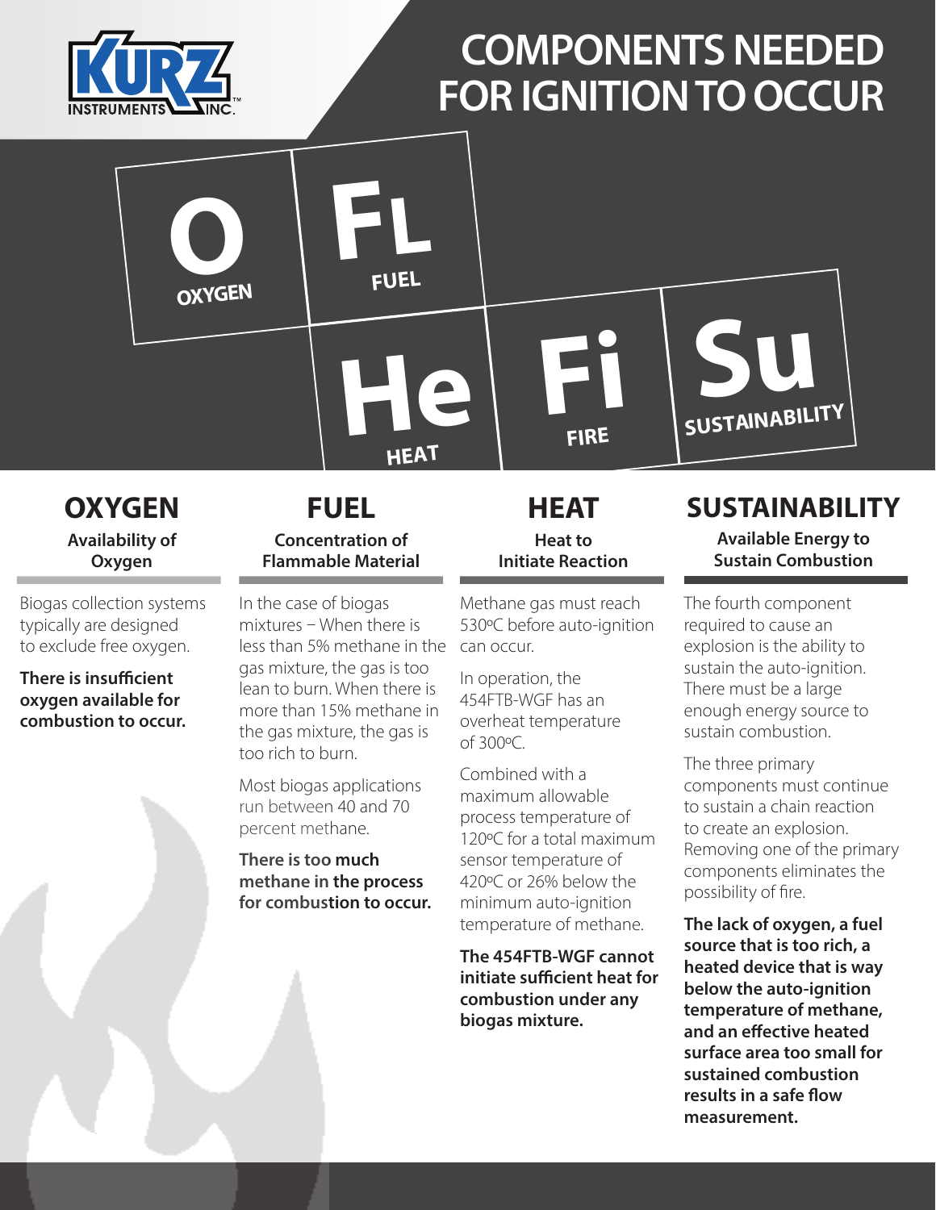# COMPONENTS NEEDED FOR IGNITION TO OCCUR

O OXYGEN | FL FUEL | He HEAT | Fi FIRE | Su SUSTAINABILITY

## OXYGEN

**Availability of Oxygen**

Biogas collection systems typically are designed to exclude free oxygen.

**There is insufficient oxygen available for combustion to occur.**

## FUEL

**Concentration of Flammable Material**

In the case of biogas mixtures – When there is less than 5% methane in the gas mixture, the gas is too lean to burn. When there is more than 15% methane in the gas mixture, the gas is too rich to burn.

Most biogas applications run between 40 and 70 percent methane.

**There is too much methane in the process for combustion to occur.**

## HEAT

**Heat to Initiate Reaction**

Methane gas must reach 530ºC before auto-ignition can occur.

In operation, the 454FTB-WGF has an overheat temperature of 300ºC.

Combined with a maximum allowable process temperature of 120ºC for a total maximum sensor temperature of 420ºC or 26% below the minimum auto-ignition temperature of methane.

**The 454FTB-WGF cannot initiate sufficient heat for combustion under any biogas mixture.**

## SUSTAINABILITY

**Available Energy to Sustain Combustion**

The fourth component required to cause an explosion is the ability to sustain the auto-ignition. There must be a large enough energy source to sustain combustion.

The three primary components must continue to sustain a chain reaction to create an explosion. Removing one of the primary components eliminates the possibility of fire.

**The lack of oxygen, a fuel source that is too rich, a heated device that is way below the auto-ignition temperature of methane, and an effective heated surface area too small for sustained combustion results in a safe flow measurement.**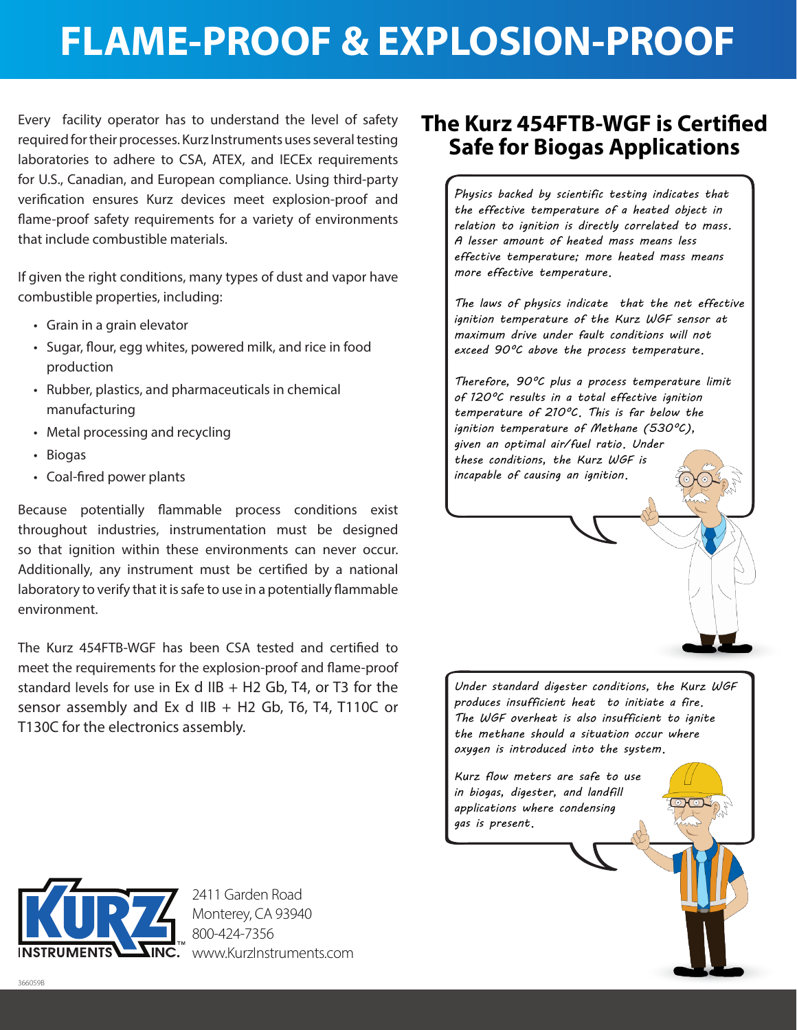# FLAME-PROOF & EXPLOSION-PROOF

Every facility operator has to understand the level of safety required for their processes. Kurz Instruments uses several testing laboratories to adhere to CSA, ATEX, and IECEx requirements for U.S., Canadian, and European compliance. Using third-party verification ensures Kurz devices meet explosion-proof and flame-proof safety requirements for a variety of environments that include combustible materials.

If given the right conditions, many types of dust and vapor have combustible properties, including:

- Grain in a grain elevator
- Sugar, flour, egg whites, powered milk, and rice in food production
- Rubber, plastics, and pharmaceuticals in chemical manufacturing
- Metal processing and recycling
- Biogas
- Coal-fired power plants

Because potentially flammable process conditions exist throughout industries, instrumentation must be designed so that ignition within these environments can never occur. Additionally, any instrument must be certified by a national laboratory to verify that it is safe to use in a potentially flammable environment.

The Kurz 454FTB-WGF has been CSA tested and certified to meet the requirements for the explosion-proof and flame-proof standard levels for use in Ex d IIB + H2 Gb, T4, or T3 for the sensor assembly and Ex d IIB + H2 Gb, T6, T4, T110C or T130C for the electronics assembly.

## The Kurz 454FTB-WGF is Certified Safe for Biogas Applications

*Physics backed by scientific testing indicates that the effective temperature of a heated object in relation to ignition is directly correlated to mass. A lesser amount of heated mass means less effective temperature; more heated mass means more effective temperature.*

*The laws of physics indicate that the net effective ignition temperature of the Kurz WGF sensor at maximum drive under fault conditions will not exceed 90°C above the process temperature.*

*Therefore, 90°C plus a process temperature limit of 120°C results in a total effective ignition temperature of 210°C. This is far below the ignition temperature of Methane (530°C), given an optimal air/fuel ratio. Under these conditions, the Kurz WGF is incapable of causing an ignition.*

*Under standard digester conditions, the Kurz WGF produces insufficient heat to initiate a fire. The WGF overheat is also insufficient to ignite the methane should a situation occur where oxygen is introduced into the system.*

*Kurz flow meters are safe to use in biogas, digester, and landfill applications where condensing gas is present.*

KURZ INSTRUMENTS INC.™

2411 Garden Road
Monterey, CA 93940
800-424-7356
www.KurzInstruments.com

366059B